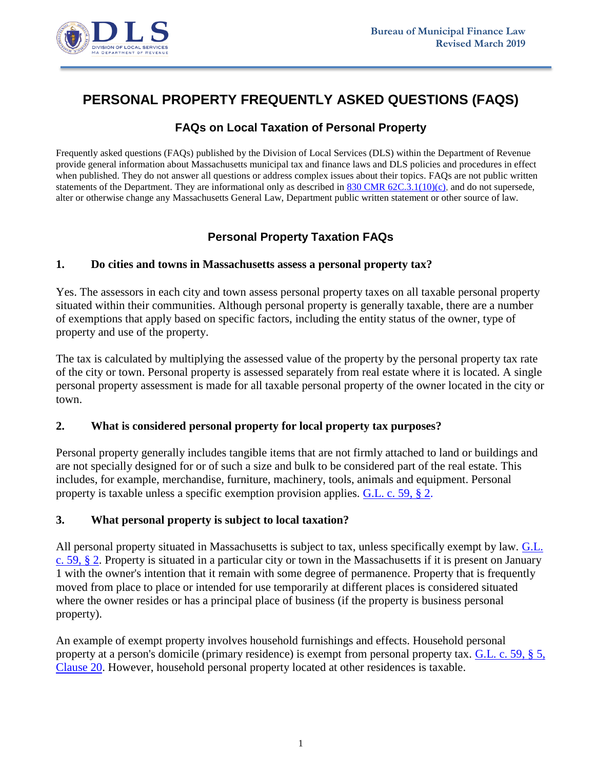# PERSONAL PROPERTY FREQUENTLY ASKED QUESTIONS (FAQS)

## FAQs on Local Taxation of Personal Property

Frequently asked questions (FAQs) published by the Division of Local Services (DLS) within the Department of Revenue provide general information about Massachusetts municipal tax and finance laws and DLS policies and procedures in effect when published. They do not answer all questions or address complex issues about their topics. FAQs are not public written statements of the Department. They are informational only as described in 830 CMR 62C.3.1(10)(c), and do not supersede, alter or otherwise change any Massachusetts General Law, Department public written statement or other source of law.

## Personal Property Taxation FAQs

### 1. Do cities and towns in Massachusetts assess a personal property tax?

Yes. The assessors in each city and town assess personal property taxes on all taxable personal property situated within their communities. Although personal property is generally taxable, there are a number of exemptions that apply based on specific factors, including the entity status of the owner, type of property and use of the property.

The tax is calculated by multiplying the assessed value of the property by the personal property tax rate of the city or town. Personal property is assessed separately from real estate where it is located. A single personal property assessment is made for all taxable personal property of the owner located in the city or town.

### 2. What is considered personal property for local property tax purposes?

Personal property generally includes tangible items that are not firmly attached to land or buildings and are not specially designed for or of such a size and bulk to be considered part of the real estate. This includes, for example, merchandise, furniture, machinery, tools, animals and equipment. Personal property is taxable unless a specific exemption provision applies. G.L. c. 59, § 2.

### 3. What personal property is subject to local taxation?

All personal property situated in Massachusetts is subject to tax, unless specifically exempt by law. G.L. c. 59, § 2. Property is situated in a particular city or town in the Massachusetts if it is present on January 1 with the owner's intention that it remain with some degree of permanence. Property that is frequently moved from place to place or intended for use temporarily at different places is considered situated where the owner resides or has a principal place of business (if the property is business personal property).

An example of exempt property involves household furnishings and effects. Household personal property at a person's domicile (primary residence) is exempt from personal property tax. G.L. c. 59, § 5, Clause 20. However, household personal property located at other residences is taxable.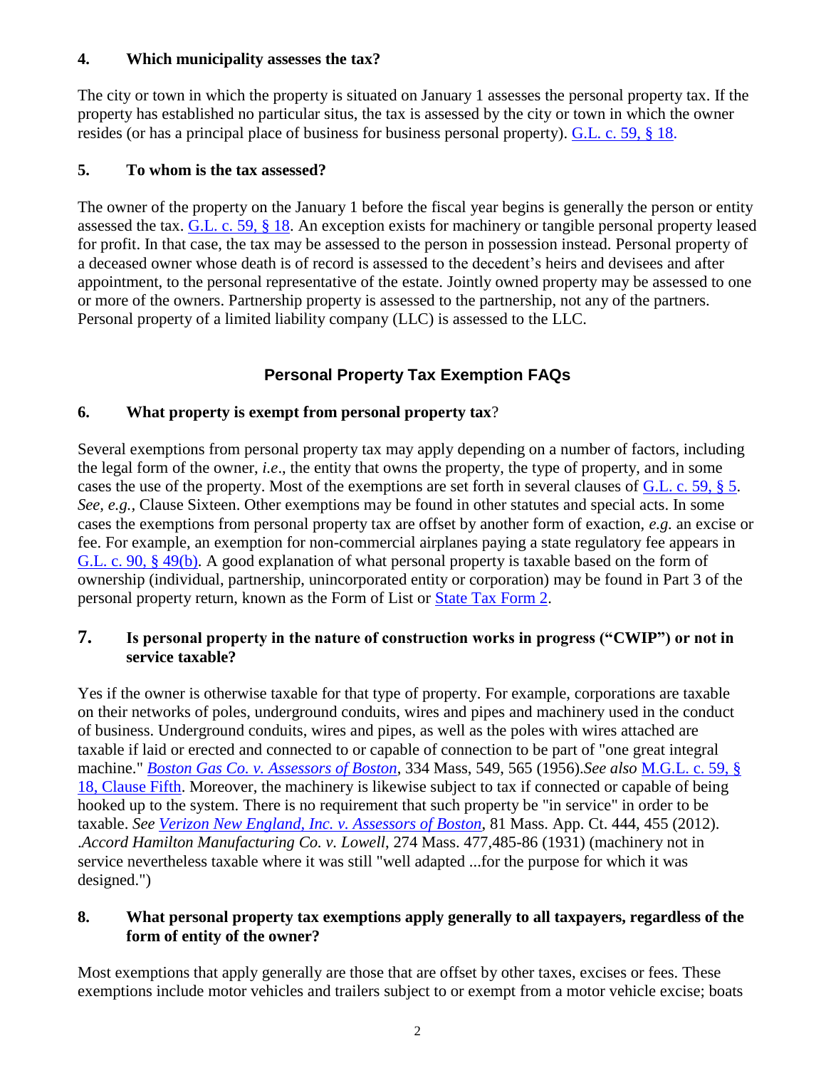**4. Which municipality assesses the tax?**

The city or town in which the property is situated on January 1 assesses the personal property tax. If the property has established no particular situs, the tax is assessed by the city or town in which the owner resides (or has a principal place of business for business personal property). G.L. c. 59, § 18.

**5. To whom is the tax assessed?**

The owner of the property on the January 1 before the fiscal year begins is generally the person or entity assessed the tax. G.L. c. 59, § 18. An exception exists for machinery or tangible personal property leased for profit. In that case, the tax may be assessed to the person in possession instead. Personal property of a deceased owner whose death is of record is assessed to the decedent's heirs and devisees and after appointment, to the personal representative of the estate. Jointly owned property may be assessed to one or more of the owners. Partnership property is assessed to the partnership, not any of the partners. Personal property of a limited liability company (LLC) is assessed to the LLC.

## Personal Property Tax Exemption FAQs

**6. What property is exempt from personal property tax?**

Several exemptions from personal property tax may apply depending on a number of factors, including the legal form of the owner, *i.e*., the entity that owns the property, the type of property, and in some cases the use of the property. Most of the exemptions are set forth in several clauses of G.L. c. 59, § 5. *See, e.g.,* Clause Sixteen. Other exemptions may be found in other statutes and special acts. In some cases the exemptions from personal property tax are offset by another form of exaction, *e.g.* an excise or fee. For example, an exemption for non-commercial airplanes paying a state regulatory fee appears in G.L. c. 90, § 49(b). A good explanation of what personal property is taxable based on the form of ownership (individual, partnership, unincorporated entity or corporation) may be found in Part 3 of the personal property return, known as the Form of List or State Tax Form 2.

**7. Is personal property in the nature of construction works in progress ("CWIP") or not in service taxable?**

Yes if the owner is otherwise taxable for that type of property. For example, corporations are taxable on their networks of poles, underground conduits, wires and pipes and machinery used in the conduct of business. Underground conduits, wires and pipes, as well as the poles with wires attached are taxable if laid or erected and connected to or capable of connection to be part of "one great integral machine." *Boston Gas Co. v. Assessors of Boston*, 334 Mass, 549, 565 (1956).*See also* M.G.L. c. 59, § 18, Clause Fifth. Moreover, the machinery is likewise subject to tax if connected or capable of being hooked up to the system. There is no requirement that such property be "in service" in order to be taxable. *See Verizon New England, Inc. v. Assessors of Boston*, 81 Mass. App. Ct. 444, 455 (2012). .*Accord Hamilton Manufacturing Co. v. Lowell*, 274 Mass. 477,485-86 (1931) (machinery not in service nevertheless taxable where it was still "well adapted ...for the purpose for which it was designed.")

**8. What personal property tax exemptions apply generally to all taxpayers, regardless of the form of entity of the owner?**

Most exemptions that apply generally are those that are offset by other taxes, excises or fees. These exemptions include motor vehicles and trailers subject to or exempt from a motor vehicle excise; boats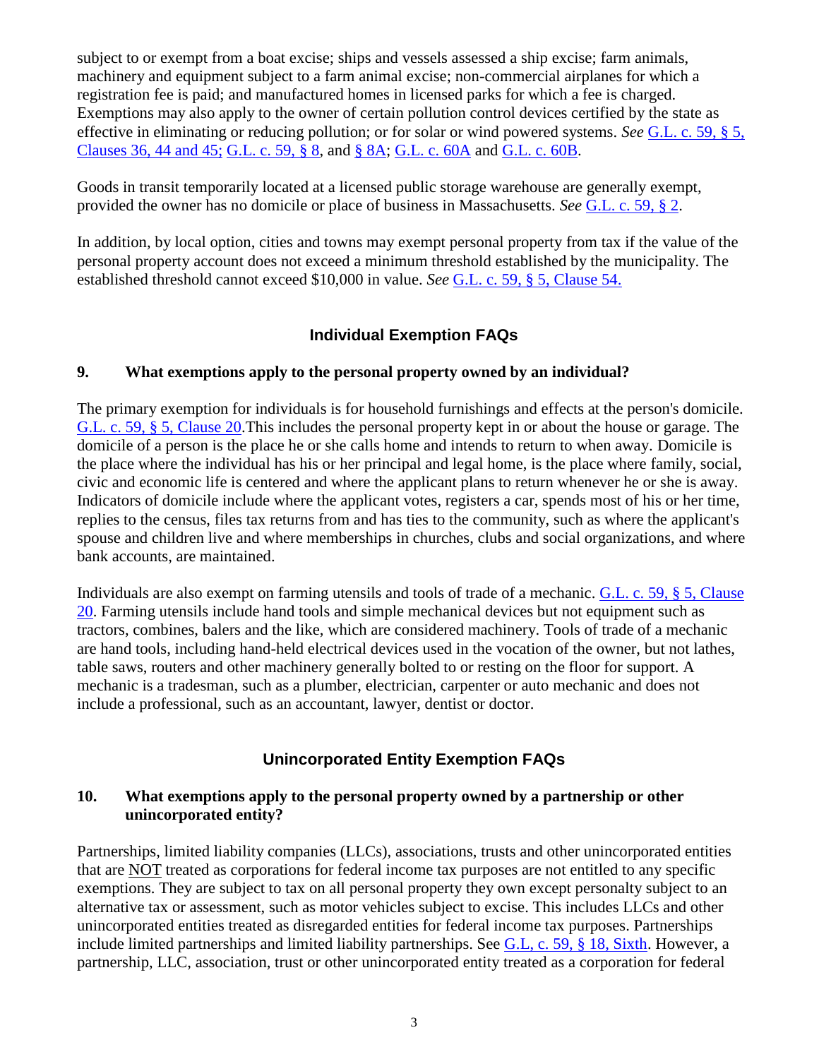subject to or exempt from a boat excise; ships and vessels assessed a ship excise; farm animals, machinery and equipment subject to a farm animal excise; non-commercial airplanes for which a registration fee is paid; and manufactured homes in licensed parks for which a fee is charged. Exemptions may also apply to the owner of certain pollution control devices certified by the state as effective in eliminating or reducing pollution; or for solar or wind powered systems. *See* G.L. c. 59, § 5, Clauses 36, 44 and 45; G.L. c. 59, § 8, and § 8A; G.L. c. 60A and G.L. c. 60B.

Goods in transit temporarily located at a licensed public storage warehouse are generally exempt, provided the owner has no domicile or place of business in Massachusetts. *See* G.L. c. 59, § 2.

In addition, by local option, cities and towns may exempt personal property from tax if the value of the personal property account does not exceed a minimum threshold established by the municipality. The established threshold cannot exceed $10,000 in value. *See* G.L. c. 59, § 5, Clause 54.

## Individual Exemption FAQs

**9. What exemptions apply to the personal property owned by an individual?**

The primary exemption for individuals is for household furnishings and effects at the person's domicile. G.L. c. 59, § 5, Clause 20.This includes the personal property kept in or about the house or garage. The domicile of a person is the place he or she calls home and intends to return to when away. Domicile is the place where the individual has his or her principal and legal home, is the place where family, social, civic and economic life is centered and where the applicant plans to return whenever he or she is away. Indicators of domicile include where the applicant votes, registers a car, spends most of his or her time, replies to the census, files tax returns from and has ties to the community, such as where the applicant's spouse and children live and where memberships in churches, clubs and social organizations, and where bank accounts, are maintained.

Individuals are also exempt on farming utensils and tools of trade of a mechanic. G.L. c. 59, § 5, Clause 20. Farming utensils include hand tools and simple mechanical devices but not equipment such as tractors, combines, balers and the like, which are considered machinery. Tools of trade of a mechanic are hand tools, including hand-held electrical devices used in the vocation of the owner, but not lathes, table saws, routers and other machinery generally bolted to or resting on the floor for support. A mechanic is a tradesman, such as a plumber, electrician, carpenter or auto mechanic and does not include a professional, such as an accountant, lawyer, dentist or doctor.

## Unincorporated Entity Exemption FAQs

**10. What exemptions apply to the personal property owned by a partnership or other unincorporated entity?**

Partnerships, limited liability companies (LLCs), associations, trusts and other unincorporated entities that are NOT treated as corporations for federal income tax purposes are not entitled to any specific exemptions. They are subject to tax on all personal property they own except personalty subject to an alternative tax or assessment, such as motor vehicles subject to excise. This includes LLCs and other unincorporated entities treated as disregarded entities for federal income tax purposes. Partnerships include limited partnerships and limited liability partnerships. See G.L, c. 59, § 18, Sixth. However, a partnership, LLC, association, trust or other unincorporated entity treated as a corporation for federal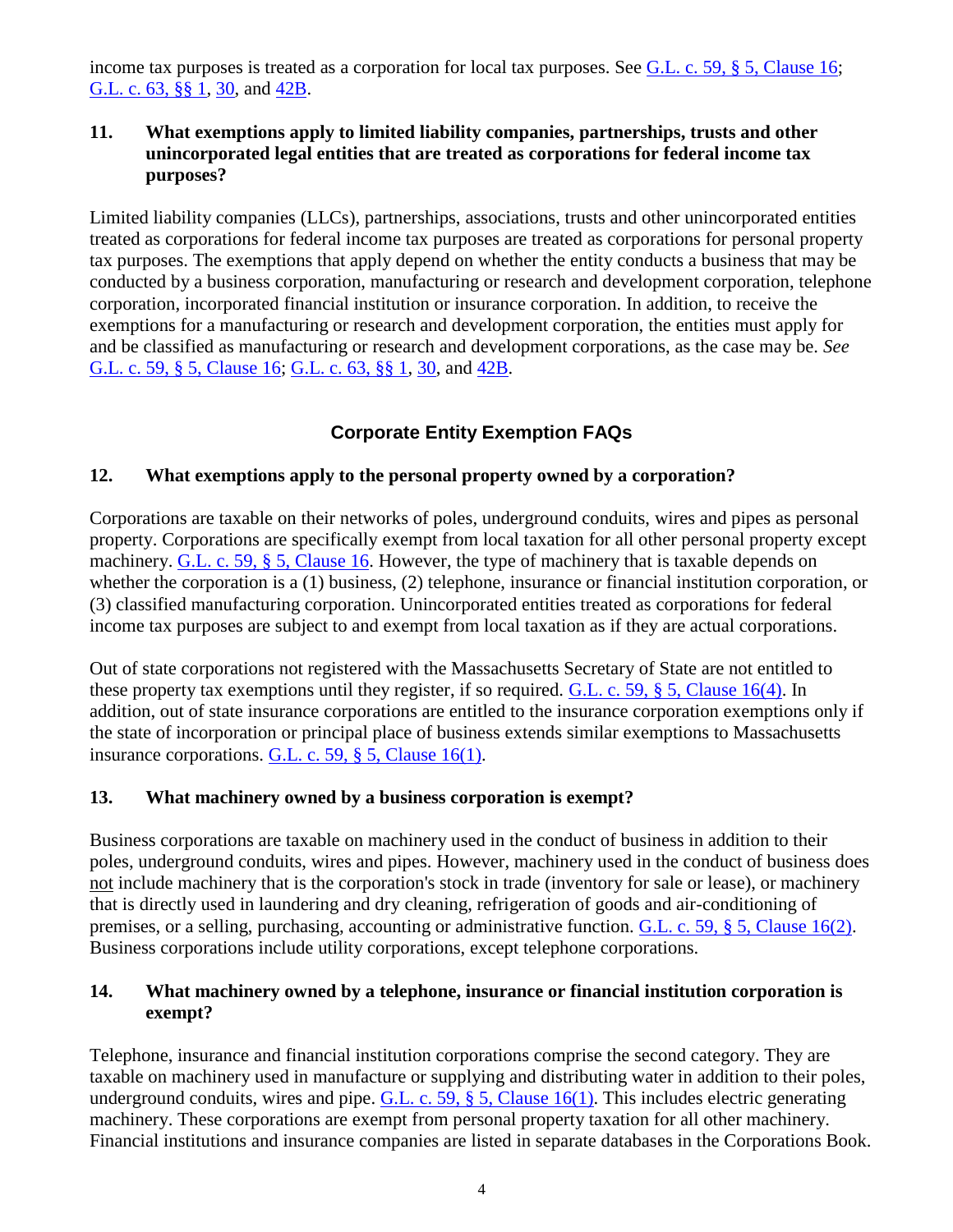income tax purposes is treated as a corporation for local tax purposes. See G.L. c. 59, § 5, Clause 16; G.L. c. 63, §§ 1, 30, and 42B.

**11. What exemptions apply to limited liability companies, partnerships, trusts and other unincorporated legal entities that are treated as corporations for federal income tax purposes?**

Limited liability companies (LLCs), partnerships, associations, trusts and other unincorporated entities treated as corporations for federal income tax purposes are treated as corporations for personal property tax purposes. The exemptions that apply depend on whether the entity conducts a business that may be conducted by a business corporation, manufacturing or research and development corporation, telephone corporation, incorporated financial institution or insurance corporation. In addition, to receive the exemptions for a manufacturing or research and development corporation, the entities must apply for and be classified as manufacturing or research and development corporations, as the case may be. *See* G.L. c. 59, § 5, Clause 16; G.L. c. 63, §§ 1, 30, and 42B.

## Corporate Entity Exemption FAQs

**12. What exemptions apply to the personal property owned by a corporation?**

Corporations are taxable on their networks of poles, underground conduits, wires and pipes as personal property. Corporations are specifically exempt from local taxation for all other personal property except machinery. G.L. c. 59, § 5, Clause 16. However, the type of machinery that is taxable depends on whether the corporation is a (1) business, (2) telephone, insurance or financial institution corporation, or (3) classified manufacturing corporation. Unincorporated entities treated as corporations for federal income tax purposes are subject to and exempt from local taxation as if they are actual corporations.

Out of state corporations not registered with the Massachusetts Secretary of State are not entitled to these property tax exemptions until they register, if so required. G.L. c. 59, § 5, Clause 16(4). In addition, out of state insurance corporations are entitled to the insurance corporation exemptions only if the state of incorporation or principal place of business extends similar exemptions to Massachusetts insurance corporations. G.L. c. 59, § 5, Clause 16(1).

**13. What machinery owned by a business corporation is exempt?**

Business corporations are taxable on machinery used in the conduct of business in addition to their poles, underground conduits, wires and pipes. However, machinery used in the conduct of business does not include machinery that is the corporation's stock in trade (inventory for sale or lease), or machinery that is directly used in laundering and dry cleaning, refrigeration of goods and air-conditioning of premises, or a selling, purchasing, accounting or administrative function. G.L. c. 59, § 5, Clause 16(2). Business corporations include utility corporations, except telephone corporations.

**14. What machinery owned by a telephone, insurance or financial institution corporation is exempt?**

Telephone, insurance and financial institution corporations comprise the second category. They are taxable on machinery used in manufacture or supplying and distributing water in addition to their poles, underground conduits, wires and pipe. G.L. c. 59, § 5, Clause 16(1). This includes electric generating machinery. These corporations are exempt from personal property taxation for all other machinery. Financial institutions and insurance companies are listed in separate databases in the Corporations Book.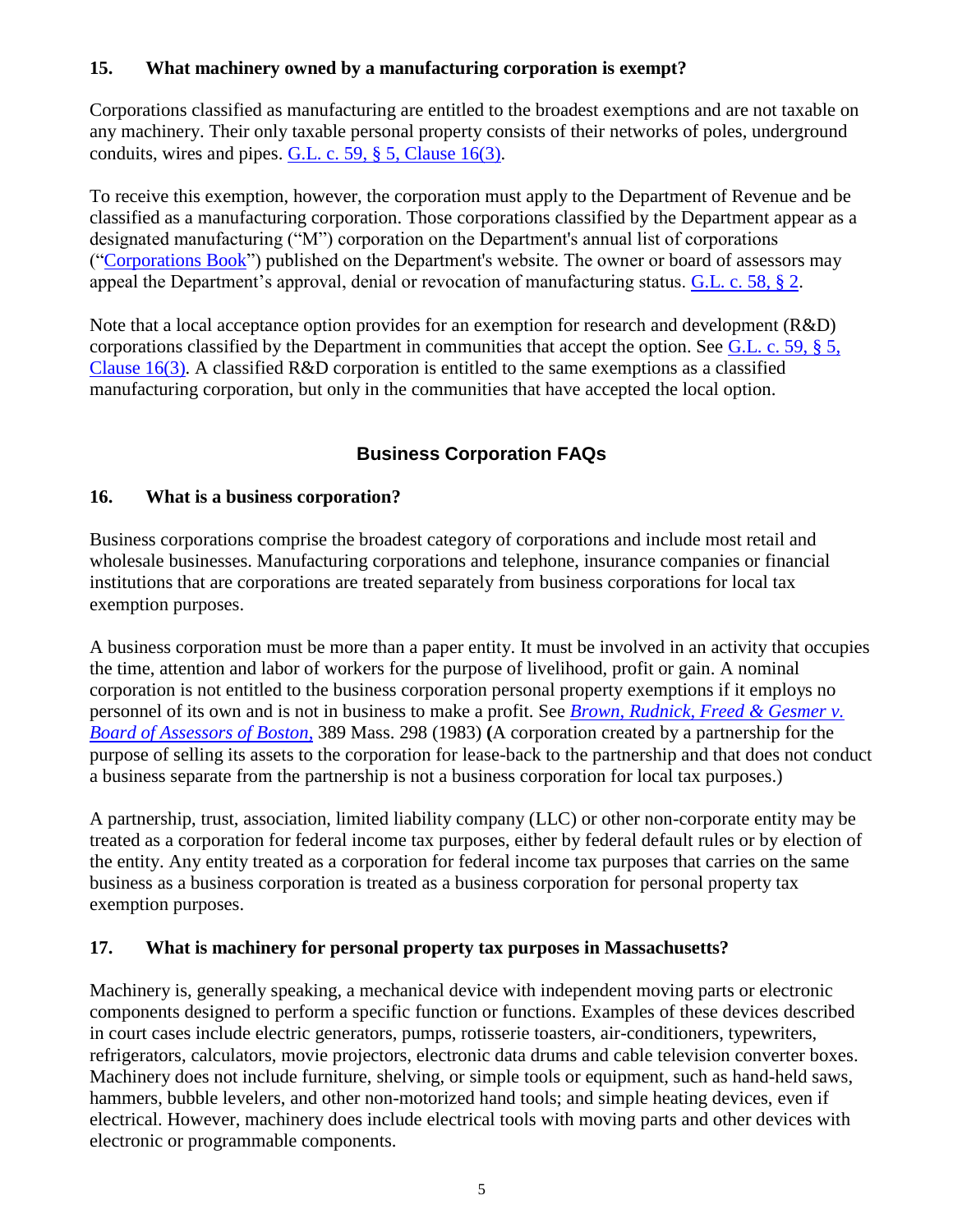**15. What machinery owned by a manufacturing corporation is exempt?**

Corporations classified as manufacturing are entitled to the broadest exemptions and are not taxable on any machinery. Their only taxable personal property consists of their networks of poles, underground conduits, wires and pipes. G.L. c. 59, § 5, Clause 16(3).

To receive this exemption, however, the corporation must apply to the Department of Revenue and be classified as a manufacturing corporation. Those corporations classified by the Department appear as a designated manufacturing ("M") corporation on the Department's annual list of corporations ("Corporations Book") published on the Department's website. The owner or board of assessors may appeal the Department's approval, denial or revocation of manufacturing status. G.L. c. 58, § 2.

Note that a local acceptance option provides for an exemption for research and development (R&D) corporations classified by the Department in communities that accept the option. See G.L. c. 59, § 5, Clause 16(3). A classified R&D corporation is entitled to the same exemptions as a classified manufacturing corporation, but only in the communities that have accepted the local option.

## Business Corporation FAQs

**16. What is a business corporation?**

Business corporations comprise the broadest category of corporations and include most retail and wholesale businesses. Manufacturing corporations and telephone, insurance companies or financial institutions that are corporations are treated separately from business corporations for local tax exemption purposes.

A business corporation must be more than a paper entity. It must be involved in an activity that occupies the time, attention and labor of workers for the purpose of livelihood, profit or gain. A nominal corporation is not entitled to the business corporation personal property exemptions if it employs no personnel of its own and is not in business to make a profit. See *Brown, Rudnick, Freed & Gesmer v. Board of Assessors of Boston*, 389 Mass. 298 (1983) **(**A corporation created by a partnership for the purpose of selling its assets to the corporation for lease-back to the partnership and that does not conduct a business separate from the partnership is not a business corporation for local tax purposes.)

A partnership, trust, association, limited liability company (LLC) or other non-corporate entity may be treated as a corporation for federal income tax purposes, either by federal default rules or by election of the entity. Any entity treated as a corporation for federal income tax purposes that carries on the same business as a business corporation is treated as a business corporation for personal property tax exemption purposes.

**17. What is machinery for personal property tax purposes in Massachusetts?**

Machinery is, generally speaking, a mechanical device with independent moving parts or electronic components designed to perform a specific function or functions. Examples of these devices described in court cases include electric generators, pumps, rotisserie toasters, air-conditioners, typewriters, refrigerators, calculators, movie projectors, electronic data drums and cable television converter boxes. Machinery does not include furniture, shelving, or simple tools or equipment, such as hand-held saws, hammers, bubble levelers, and other non-motorized hand tools; and simple heating devices, even if electrical. However, machinery does include electrical tools with moving parts and other devices with electronic or programmable components.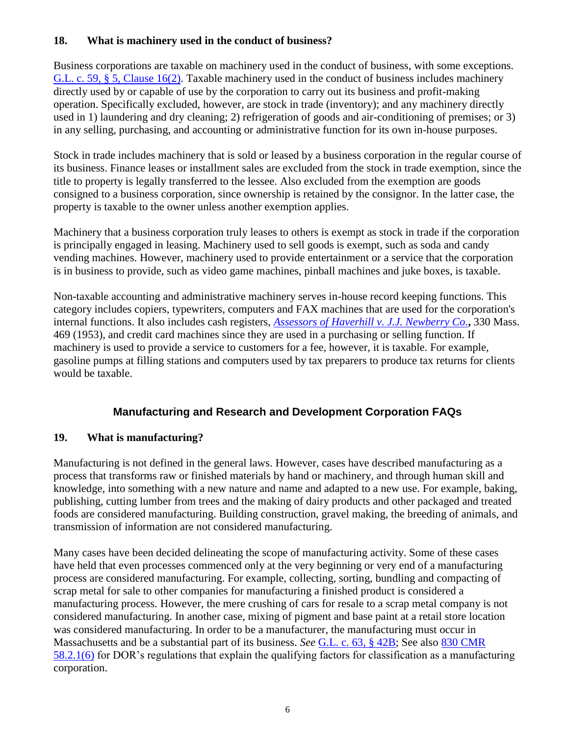**18. What is machinery used in the conduct of business?**

Business corporations are taxable on machinery used in the conduct of business, with some exceptions. [G.L. c. 59, § 5, Clause 16(2)](). Taxable machinery used in the conduct of business includes machinery directly used by or capable of use by the corporation to carry out its business and profit-making operation. Specifically excluded, however, are stock in trade (inventory); and any machinery directly used in 1) laundering and dry cleaning; 2) refrigeration of goods and air-conditioning of premises; or 3) in any selling, purchasing, and accounting or administrative function for its own in-house purposes.

Stock in trade includes machinery that is sold or leased by a business corporation in the regular course of its business. Finance leases or installment sales are excluded from the stock in trade exemption, since the title to property is legally transferred to the lessee. Also excluded from the exemption are goods consigned to a business corporation, since ownership is retained by the consignor. In the latter case, the property is taxable to the owner unless another exemption applies.

Machinery that a business corporation truly leases to others is exempt as stock in trade if the corporation is principally engaged in leasing. Machinery used to sell goods is exempt, such as soda and candy vending machines. However, machinery used to provide entertainment or a service that the corporation is in business to provide, such as video game machines, pinball machines and juke boxes, is taxable.

Non-taxable accounting and administrative machinery serves in-house record keeping functions. This category includes copiers, typewriters, computers and FAX machines that are used for the corporation's internal functions. It also includes cash registers, ***Assessors of Haverhill v. J.J. Newberry Co.*****,** 330 Mass. 469 (1953), and credit card machines since they are used in a purchasing or selling function. If machinery is used to provide a service to customers for a fee, however, it is taxable. For example, gasoline pumps at filling stations and computers used by tax preparers to produce tax returns for clients would be taxable.

## Manufacturing and Research and Development Corporation FAQs

**19. What is manufacturing?**

Manufacturing is not defined in the general laws. However, cases have described manufacturing as a process that transforms raw or finished materials by hand or machinery, and through human skill and knowledge, into something with a new nature and name and adapted to a new use. For example, baking, publishing, cutting lumber from trees and the making of dairy products and other packaged and treated foods are considered manufacturing. Building construction, gravel making, the breeding of animals, and transmission of information are not considered manufacturing.

Many cases have been decided delineating the scope of manufacturing activity. Some of these cases have held that even processes commenced only at the very beginning or very end of a manufacturing process are considered manufacturing. For example, collecting, sorting, bundling and compacting of scrap metal for sale to other companies for manufacturing a finished product is considered a manufacturing process. However, the mere crushing of cars for resale to a scrap metal company is not considered manufacturing. In another case, mixing of pigment and base paint at a retail store location was considered manufacturing. In order to be a manufacturer, the manufacturing must occur in Massachusetts and be a substantial part of its business. *See* G.L. c. 63, § 42B; See also 830 CMR 58.2.1(6) for DOR's regulations that explain the qualifying factors for classification as a manufacturing corporation.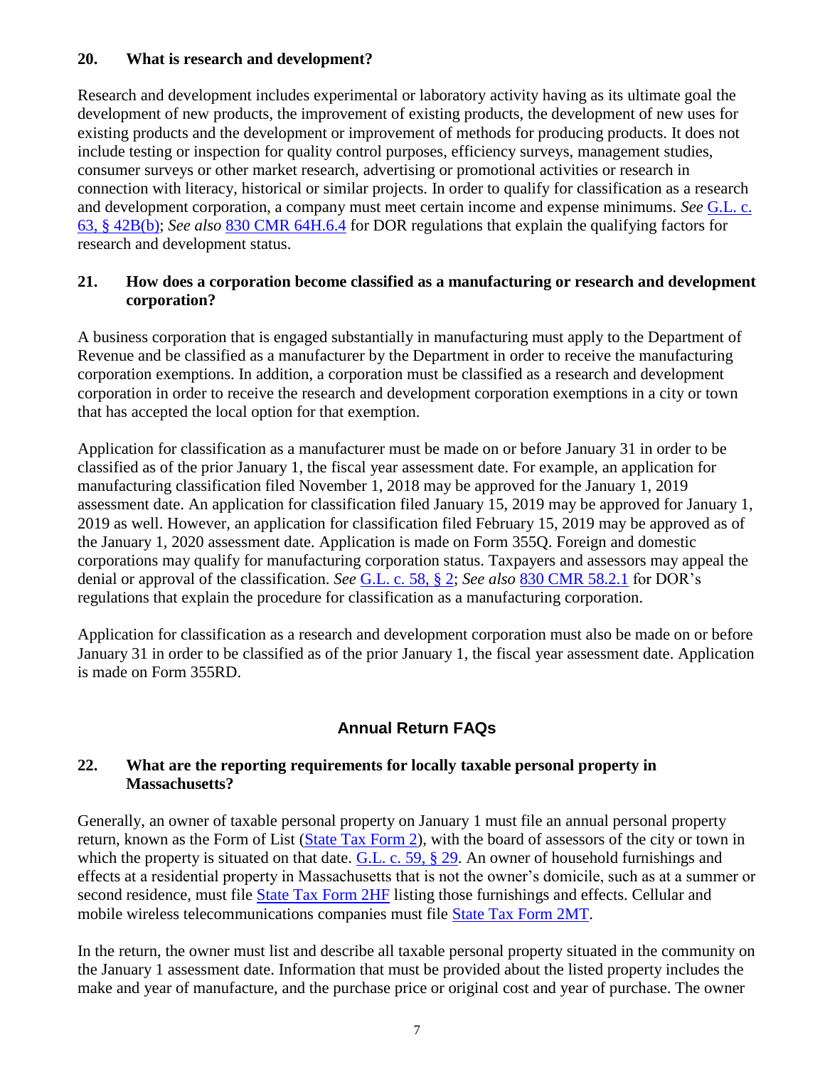**20. What is research and development?**

Research and development includes experimental or laboratory activity having as its ultimate goal the development of new products, the improvement of existing products, the development of new uses for existing products and the development or improvement of methods for producing products. It does not include testing or inspection for quality control purposes, efficiency surveys, management studies, consumer surveys or other market research, advertising or promotional activities or research in connection with literacy, historical or similar projects. In order to qualify for classification as a research and development corporation, a company must meet certain income and expense minimums. *See* G.L. c. 63, § 42B(b); *See also* 830 CMR 64H.6.4 for DOR regulations that explain the qualifying factors for research and development status.

**21. How does a corporation become classified as a manufacturing or research and development corporation?**

A business corporation that is engaged substantially in manufacturing must apply to the Department of Revenue and be classified as a manufacturer by the Department in order to receive the manufacturing corporation exemptions. In addition, a corporation must be classified as a research and development corporation in order to receive the research and development corporation exemptions in a city or town that has accepted the local option for that exemption.

Application for classification as a manufacturer must be made on or before January 31 in order to be classified as of the prior January 1, the fiscal year assessment date. For example, an application for manufacturing classification filed November 1, 2018 may be approved for the January 1, 2019 assessment date. An application for classification filed January 15, 2019 may be approved for January 1, 2019 as well. However, an application for classification filed February 15, 2019 may be approved as of the January 1, 2020 assessment date. Application is made on Form 355Q. Foreign and domestic corporations may qualify for manufacturing corporation status. Taxpayers and assessors may appeal the denial or approval of the classification. *See* G.L. c. 58, § 2; *See also* 830 CMR 58.2.1 for DOR's regulations that explain the procedure for classification as a manufacturing corporation.

Application for classification as a research and development corporation must also be made on or before January 31 in order to be classified as of the prior January 1, the fiscal year assessment date. Application is made on Form 355RD.

## Annual Return FAQs

**22. What are the reporting requirements for locally taxable personal property in Massachusetts?**

Generally, an owner of taxable personal property on January 1 must file an annual personal property return, known as the Form of List (State Tax Form 2), with the board of assessors of the city or town in which the property is situated on that date. G.L. c. 59, § 29. An owner of household furnishings and effects at a residential property in Massachusetts that is not the owner's domicile, such as at a summer or second residence, must file State Tax Form 2HF listing those furnishings and effects. Cellular and mobile wireless telecommunications companies must file State Tax Form 2MT.

In the return, the owner must list and describe all taxable personal property situated in the community on the January 1 assessment date. Information that must be provided about the listed property includes the make and year of manufacture, and the purchase price or original cost and year of purchase. The owner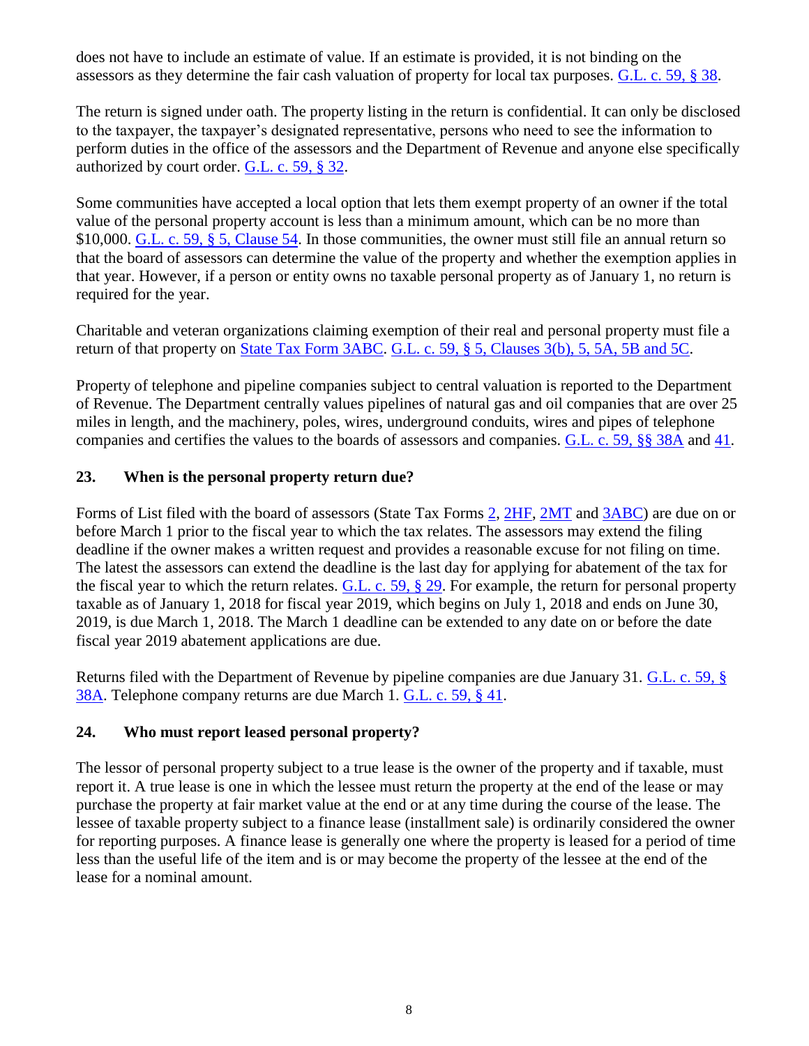does not have to include an estimate of value. If an estimate is provided, it is not binding on the assessors as they determine the fair cash valuation of property for local tax purposes. G.L. c. 59, § 38.

The return is signed under oath. The property listing in the return is confidential. It can only be disclosed to the taxpayer, the taxpayer's designated representative, persons who need to see the information to perform duties in the office of the assessors and the Department of Revenue and anyone else specifically authorized by court order. G.L. c. 59, § 32.

Some communities have accepted a local option that lets them exempt property of an owner if the total value of the personal property account is less than a minimum amount, which can be no more than $10,000. G.L. c. 59, § 5, Clause 54. In those communities, the owner must still file an annual return so that the board of assessors can determine the value of the property and whether the exemption applies in that year. However, if a person or entity owns no taxable personal property as of January 1, no return is required for the year.

Charitable and veteran organizations claiming exemption of their real and personal property must file a return of that property on State Tax Form 3ABC. G.L. c. 59, § 5, Clauses 3(b), 5, 5A, 5B and 5C.

Property of telephone and pipeline companies subject to central valuation is reported to the Department of Revenue. The Department centrally values pipelines of natural gas and oil companies that are over 25 miles in length, and the machinery, poles, wires, underground conduits, wires and pipes of telephone companies and certifies the values to the boards of assessors and companies. G.L. c. 59, §§ 38A and 41.

### 23. When is the personal property return due?

Forms of List filed with the board of assessors (State Tax Forms 2, 2HF, 2MT and 3ABC) are due on or before March 1 prior to the fiscal year to which the tax relates. The assessors may extend the filing deadline if the owner makes a written request and provides a reasonable excuse for not filing on time. The latest the assessors can extend the deadline is the last day for applying for abatement of the tax for the fiscal year to which the return relates. G.L. c. 59, § 29. For example, the return for personal property taxable as of January 1, 2018 for fiscal year 2019, which begins on July 1, 2018 and ends on June 30, 2019, is due March 1, 2018. The March 1 deadline can be extended to any date on or before the date fiscal year 2019 abatement applications are due.

Returns filed with the Department of Revenue by pipeline companies are due January 31. G.L. c. 59, § 38A. Telephone company returns are due March 1. G.L. c. 59, § 41.

### 24. Who must report leased personal property?

The lessor of personal property subject to a true lease is the owner of the property and if taxable, must report it. A true lease is one in which the lessee must return the property at the end of the lease or may purchase the property at fair market value at the end or at any time during the course of the lease. The lessee of taxable property subject to a finance lease (installment sale) is ordinarily considered the owner for reporting purposes. A finance lease is generally one where the property is leased for a period of time less than the useful life of the item and is or may become the property of the lessee at the end of the lease for a nominal amount.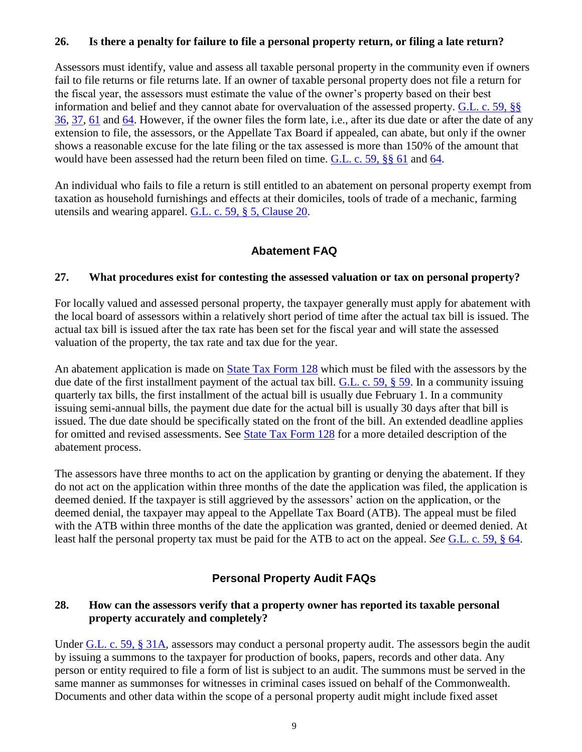**26. Is there a penalty for failure to file a personal property return, or filing a late return?**

Assessors must identify, value and assess all taxable personal property in the community even if owners fail to file returns or file returns late. If an owner of taxable personal property does not file a return for the fiscal year, the assessors must estimate the value of the owner's property based on their best information and belief and they cannot abate for overvaluation of the assessed property. G.L. c. 59, §§ 36, 37, 61 and 64. However, if the owner files the form late, i.e., after its due date or after the date of any extension to file, the assessors, or the Appellate Tax Board if appealed, can abate, but only if the owner shows a reasonable excuse for the late filing or the tax assessed is more than 150% of the amount that would have been assessed had the return been filed on time. G.L. c. 59, §§ 61 and 64.

An individual who fails to file a return is still entitled to an abatement on personal property exempt from taxation as household furnishings and effects at their domiciles, tools of trade of a mechanic, farming utensils and wearing apparel. G.L. c. 59, § 5, Clause 20.

## Abatement FAQ

**27. What procedures exist for contesting the assessed valuation or tax on personal property?**

For locally valued and assessed personal property, the taxpayer generally must apply for abatement with the local board of assessors within a relatively short period of time after the actual tax bill is issued. The actual tax bill is issued after the tax rate has been set for the fiscal year and will state the assessed valuation of the property, the tax rate and tax due for the year.

An abatement application is made on State Tax Form 128 which must be filed with the assessors by the due date of the first installment payment of the actual tax bill. G.L. c. 59, § 59. In a community issuing quarterly tax bills, the first installment of the actual bill is usually due February 1. In a community issuing semi-annual bills, the payment due date for the actual bill is usually 30 days after that bill is issued. The due date should be specifically stated on the front of the bill. An extended deadline applies for omitted and revised assessments. See State Tax Form 128 for a more detailed description of the abatement process.

The assessors have three months to act on the application by granting or denying the abatement. If they do not act on the application within three months of the date the application was filed, the application is deemed denied. If the taxpayer is still aggrieved by the assessors' action on the application, or the deemed denial, the taxpayer may appeal to the Appellate Tax Board (ATB). The appeal must be filed with the ATB within three months of the date the application was granted, denied or deemed denied. At least half the personal property tax must be paid for the ATB to act on the appeal. *See* G.L. c. 59, § 64.

## Personal Property Audit FAQs

**28. How can the assessors verify that a property owner has reported its taxable personal property accurately and completely?**

Under G.L. c. 59, § 31A, assessors may conduct a personal property audit. The assessors begin the audit by issuing a summons to the taxpayer for production of books, papers, records and other data. Any person or entity required to file a form of list is subject to an audit. The summons must be served in the same manner as summonses for witnesses in criminal cases issued on behalf of the Commonwealth. Documents and other data within the scope of a personal property audit might include fixed asset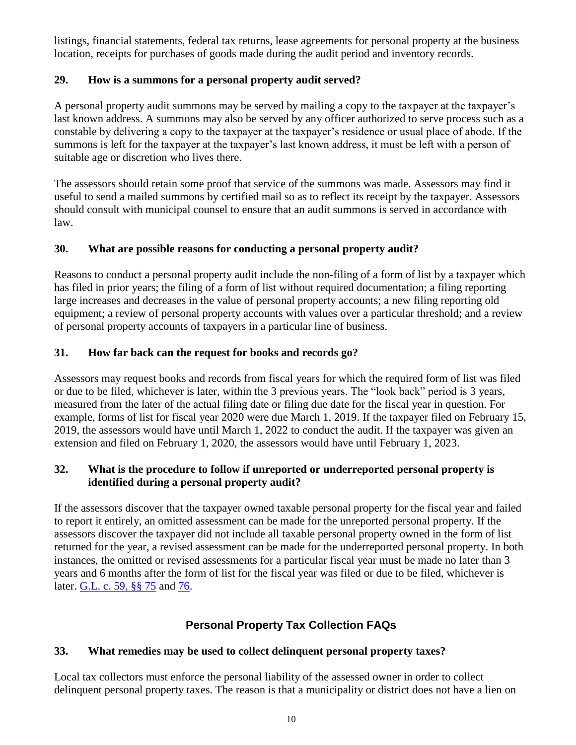listings, financial statements, federal tax returns, lease agreements for personal property at the business location, receipts for purchases of goods made during the audit period and inventory records.

### 29. How is a summons for a personal property audit served?

A personal property audit summons may be served by mailing a copy to the taxpayer at the taxpayer's last known address. A summons may also be served by any officer authorized to serve process such as a constable by delivering a copy to the taxpayer at the taxpayer's residence or usual place of abode. If the summons is left for the taxpayer at the taxpayer's last known address, it must be left with a person of suitable age or discretion who lives there.

The assessors should retain some proof that service of the summons was made. Assessors may find it useful to send a mailed summons by certified mail so as to reflect its receipt by the taxpayer. Assessors should consult with municipal counsel to ensure that an audit summons is served in accordance with law.

### 30. What are possible reasons for conducting a personal property audit?

Reasons to conduct a personal property audit include the non-filing of a form of list by a taxpayer which has filed in prior years; the filing of a form of list without required documentation; a filing reporting large increases and decreases in the value of personal property accounts; a new filing reporting old equipment; a review of personal property accounts with values over a particular threshold; and a review of personal property accounts of taxpayers in a particular line of business.

### 31. How far back can the request for books and records go?

Assessors may request books and records from fiscal years for which the required form of list was filed or due to be filed, whichever is later, within the 3 previous years. The "look back" period is 3 years, measured from the later of the actual filing date or filing due date for the fiscal year in question. For example, forms of list for fiscal year 2020 were due March 1, 2019. If the taxpayer filed on February 15, 2019, the assessors would have until March 1, 2022 to conduct the audit. If the taxpayer was given an extension and filed on February 1, 2020, the assessors would have until February 1, 2023.

### 32. What is the procedure to follow if unreported or underreported personal property is identified during a personal property audit?

If the assessors discover that the taxpayer owned taxable personal property for the fiscal year and failed to report it entirely, an omitted assessment can be made for the unreported personal property. If the assessors discover the taxpayer did not include all taxable personal property owned in the form of list returned for the year, a revised assessment can be made for the underreported personal property. In both instances, the omitted or revised assessments for a particular fiscal year must be made no later than 3 years and 6 months after the form of list for the fiscal year was filed or due to be filed, whichever is later. G.L. c. 59, §§ 75 and 76.

## Personal Property Tax Collection FAQs

### 33. What remedies may be used to collect delinquent personal property taxes?

Local tax collectors must enforce the personal liability of the assessed owner in order to collect delinquent personal property taxes. The reason is that a municipality or district does not have a lien on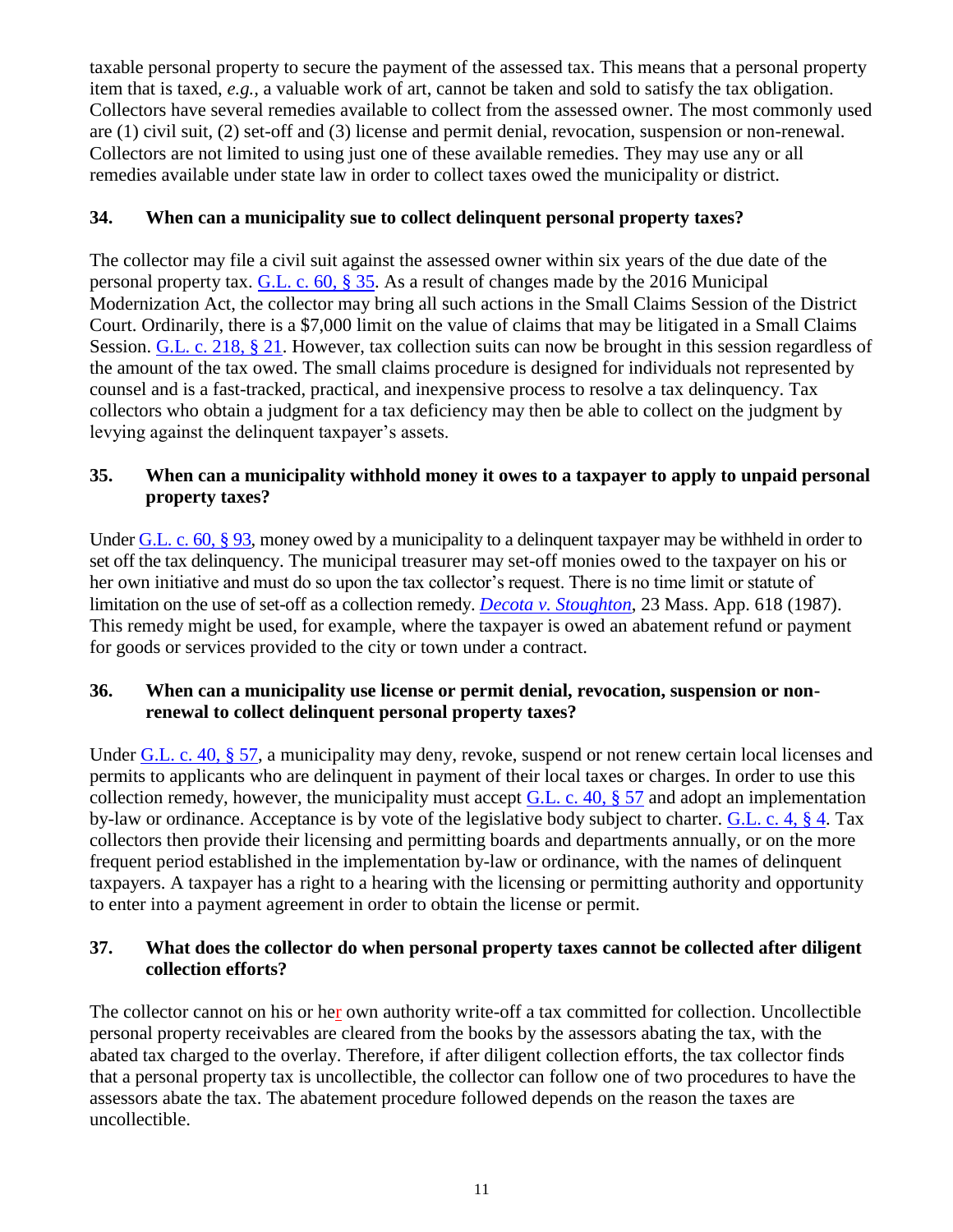taxable personal property to secure the payment of the assessed tax. This means that a personal property item that is taxed, *e.g.*, a valuable work of art, cannot be taken and sold to satisfy the tax obligation. Collectors have several remedies available to collect from the assessed owner. The most commonly used are (1) civil suit, (2) set-off and (3) license and permit denial, revocation, suspension or non-renewal. Collectors are not limited to using just one of these available remedies. They may use any or all remedies available under state law in order to collect taxes owed the municipality or district.

### 34. When can a municipality sue to collect delinquent personal property taxes?

The collector may file a civil suit against the assessed owner within six years of the due date of the personal property tax. G.L. c. 60, § 35. As a result of changes made by the 2016 Municipal Modernization Act, the collector may bring all such actions in the Small Claims Session of the District Court. Ordinarily, there is a $7,000 limit on the value of claims that may be litigated in a Small Claims Session. G.L. c. 218, § 21. However, tax collection suits can now be brought in this session regardless of the amount of the tax owed. The small claims procedure is designed for individuals not represented by counsel and is a fast-tracked, practical, and inexpensive process to resolve a tax delinquency. Tax collectors who obtain a judgment for a tax deficiency may then be able to collect on the judgment by levying against the delinquent taxpayer's assets.

### 35. When can a municipality withhold money it owes to a taxpayer to apply to unpaid personal property taxes?

Under G.L. c. 60, § 93, money owed by a municipality to a delinquent taxpayer may be withheld in order to set off the tax delinquency. The municipal treasurer may set-off monies owed to the taxpayer on his or her own initiative and must do so upon the tax collector's request. There is no time limit or statute of limitation on the use of set-off as a collection remedy. *Decota v. Stoughton*, 23 Mass. App. 618 (1987). This remedy might be used, for example, where the taxpayer is owed an abatement refund or payment for goods or services provided to the city or town under a contract.

### 36. When can a municipality use license or permit denial, revocation, suspension or non-renewal to collect delinquent personal property taxes?

Under G.L. c. 40, § 57, a municipality may deny, revoke, suspend or not renew certain local licenses and permits to applicants who are delinquent in payment of their local taxes or charges. In order to use this collection remedy, however, the municipality must accept G.L. c. 40, § 57 and adopt an implementation by-law or ordinance. Acceptance is by vote of the legislative body subject to charter. G.L. c. 4, § 4. Tax collectors then provide their licensing and permitting boards and departments annually, or on the more frequent period established in the implementation by-law or ordinance, with the names of delinquent taxpayers. A taxpayer has a right to a hearing with the licensing or permitting authority and opportunity to enter into a payment agreement in order to obtain the license or permit.

### 37. What does the collector do when personal property taxes cannot be collected after diligent collection efforts?

The collector cannot on his or her own authority write-off a tax committed for collection. Uncollectible personal property receivables are cleared from the books by the assessors abating the tax, with the abated tax charged to the overlay. Therefore, if after diligent collection efforts, the tax collector finds that a personal property tax is uncollectible, the collector can follow one of two procedures to have the assessors abate the tax. The abatement procedure followed depends on the reason the taxes are uncollectible.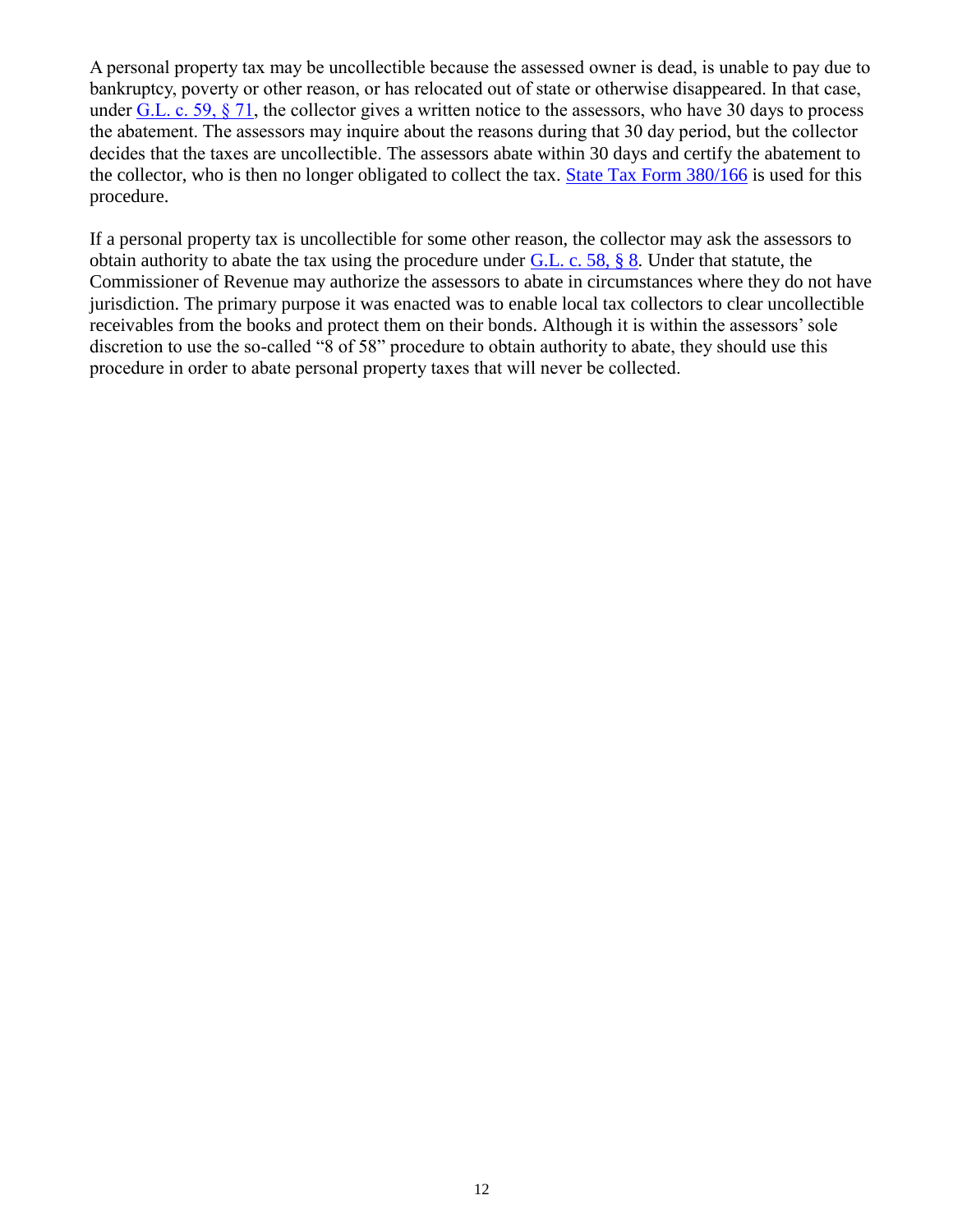A personal property tax may be uncollectible because the assessed owner is dead, is unable to pay due to bankruptcy, poverty or other reason, or has relocated out of state or otherwise disappeared. In that case, under G.L. c. 59, § 71, the collector gives a written notice to the assessors, who have 30 days to process the abatement. The assessors may inquire about the reasons during that 30 day period, but the collector decides that the taxes are uncollectible. The assessors abate within 30 days and certify the abatement to the collector, who is then no longer obligated to collect the tax. State Tax Form 380/166 is used for this procedure.

If a personal property tax is uncollectible for some other reason, the collector may ask the assessors to obtain authority to abate the tax using the procedure under G.L. c. 58, § 8. Under that statute, the Commissioner of Revenue may authorize the assessors to abate in circumstances where they do not have jurisdiction. The primary purpose it was enacted was to enable local tax collectors to clear uncollectible receivables from the books and protect them on their bonds. Although it is within the assessors' sole discretion to use the so-called "8 of 58" procedure to obtain authority to abate, they should use this procedure in order to abate personal property taxes that will never be collected.